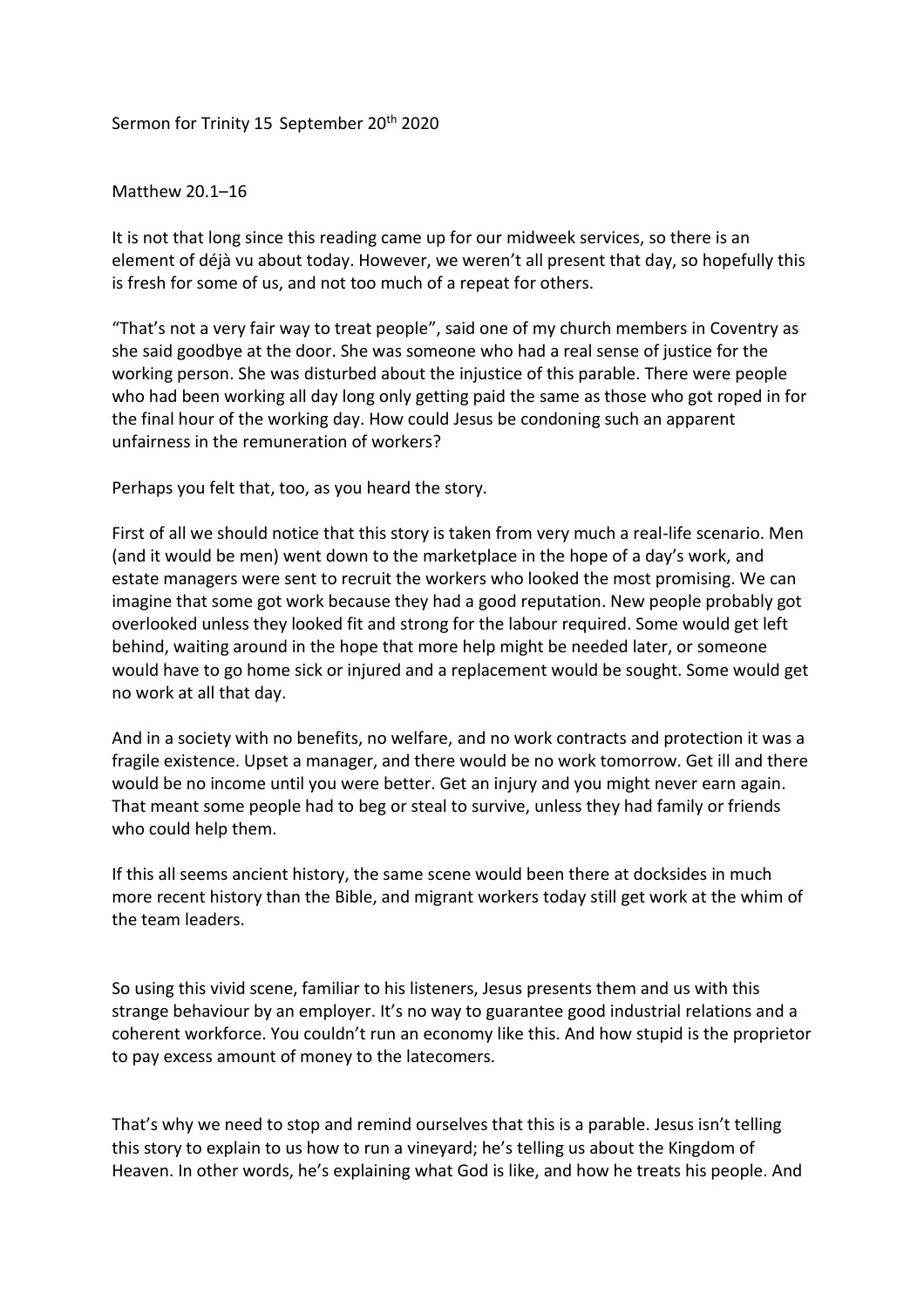Sermon for Trinity 15 September 20th 2020

Matthew 20.1–16

It is not that long since this reading came up for our midweek services, so there is an element of déjà vu about today. However, we weren't all present that day, so hopefully this is fresh for some of us, and not too much of a repeat for others.

"That's not a very fair way to treat people", said one of my church members in Coventry as she said goodbye at the door. She was someone who had a real sense of justice for the working person. She was disturbed about the injustice of this parable. There were people who had been working all day long only getting paid the same as those who got roped in for the final hour of the working day. How could Jesus be condoning such an apparent unfairness in the remuneration of workers?

Perhaps you felt that, too, as you heard the story.

First of all we should notice that this story is taken from very much a real-life scenario. Men (and it would be men) went down to the marketplace in the hope of a day's work, and estate managers were sent to recruit the workers who looked the most promising. We can imagine that some got work because they had a good reputation. New people probably got overlooked unless they looked fit and strong for the labour required. Some would get left behind, waiting around in the hope that more help might be needed later, or someone would have to go home sick or injured and a replacement would be sought. Some would get no work at all that day.

And in a society with no benefits, no welfare, and no work contracts and protection it was a fragile existence. Upset a manager, and there would be no work tomorrow. Get ill and there would be no income until you were better. Get an injury and you might never earn again. That meant some people had to beg or steal to survive, unless they had family or friends who could help them.

If this all seems ancient history, the same scene would been there at docksides in much more recent history than the Bible, and migrant workers today still get work at the whim of the team leaders.

So using this vivid scene, familiar to his listeners, Jesus presents them and us with this strange behaviour by an employer. It's no way to guarantee good industrial relations and a coherent workforce. You couldn't run an economy like this. And how stupid is the proprietor to pay excess amount of money to the latecomers.

That's why we need to stop and remind ourselves that this is a parable. Jesus isn't telling this story to explain to us how to run a vineyard; he's telling us about the Kingdom of Heaven. In other words, he's explaining what God is like, and how he treats his people. And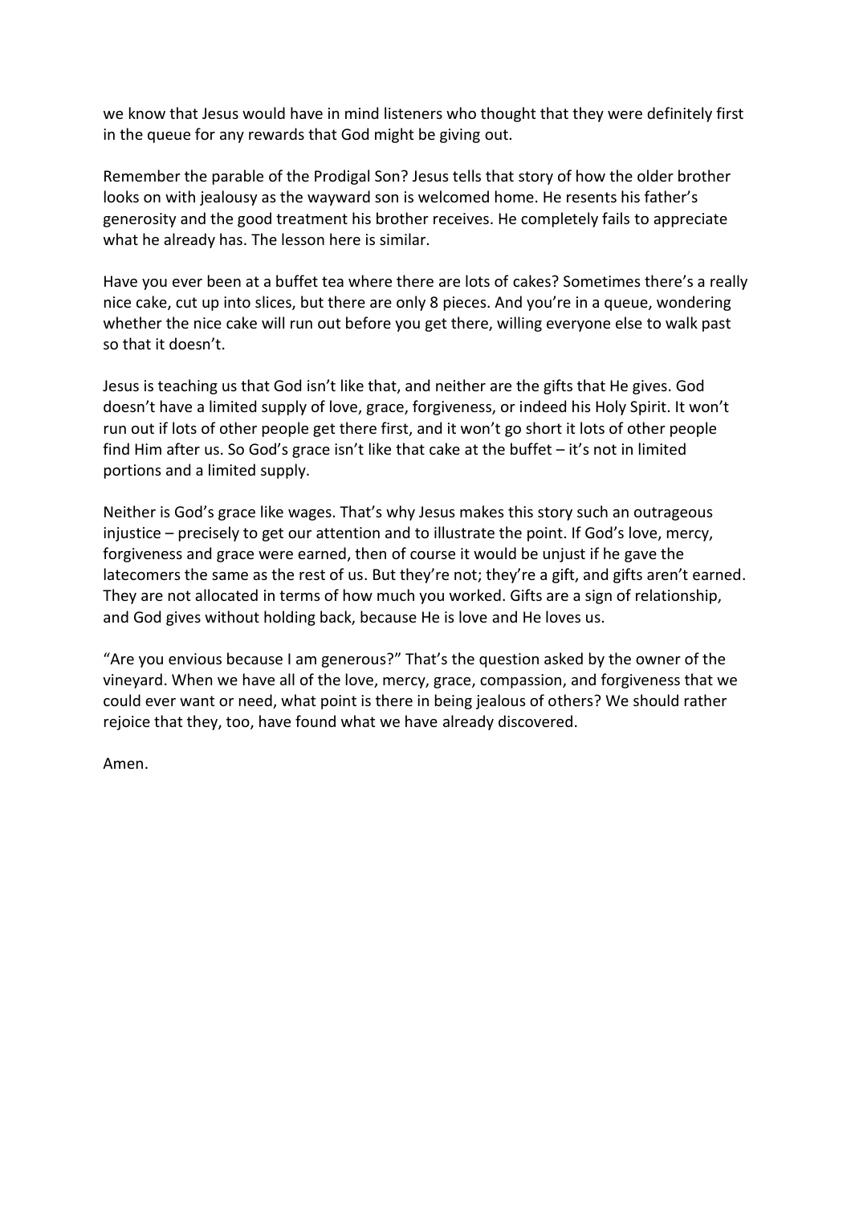we know that Jesus would have in mind listeners who thought that they were definitely first in the queue for any rewards that God might be giving out.

Remember the parable of the Prodigal Son? Jesus tells that story of how the older brother looks on with jealousy as the wayward son is welcomed home. He resents his father's generosity and the good treatment his brother receives. He completely fails to appreciate what he already has. The lesson here is similar.

Have you ever been at a buffet tea where there are lots of cakes? Sometimes there's a really nice cake, cut up into slices, but there are only 8 pieces. And you're in a queue, wondering whether the nice cake will run out before you get there, willing everyone else to walk past so that it doesn't.

Jesus is teaching us that God isn't like that, and neither are the gifts that He gives. God doesn't have a limited supply of love, grace, forgiveness, or indeed his Holy Spirit. It won't run out if lots of other people get there first, and it won't go short it lots of other people find Him after us. So God's grace isn't like that cake at the buffet – it's not in limited portions and a limited supply.

Neither is God's grace like wages. That's why Jesus makes this story such an outrageous injustice – precisely to get our attention and to illustrate the point. If God's love, mercy, forgiveness and grace were earned, then of course it would be unjust if he gave the latecomers the same as the rest of us. But they're not; they're a gift, and gifts aren't earned. They are not allocated in terms of how much you worked. Gifts are a sign of relationship, and God gives without holding back, because He is love and He loves us.

"Are you envious because I am generous?" That's the question asked by the owner of the vineyard. When we have all of the love, mercy, grace, compassion, and forgiveness that we could ever want or need, what point is there in being jealous of others? We should rather rejoice that they, too, have found what we have already discovered.

Amen.